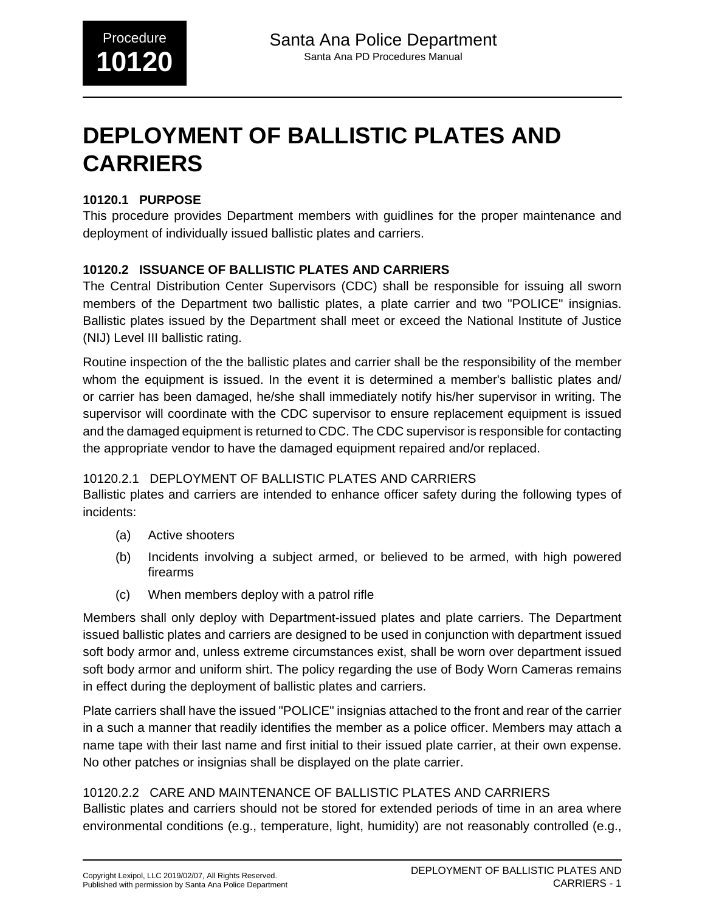Procedure **10120**

Santa Ana Police Department
Santa Ana PD Procedures Manual

# DEPLOYMENT OF BALLISTIC PLATES AND CARRIERS

## 10120.1 PURPOSE

This procedure provides Department members with guidlines for the proper maintenance and deployment of individually issued ballistic plates and carriers.

## 10120.2 ISSUANCE OF BALLISTIC PLATES AND CARRIERS

The Central Distribution Center Supervisors (CDC) shall be responsible for issuing all sworn members of the Department two ballistic plates, a plate carrier and two "POLICE" insignias. Ballistic plates issued by the Department shall meet or exceed the National Institute of Justice (NIJ) Level III ballistic rating.

Routine inspection of the the ballistic plates and carrier shall be the responsibility of the member whom the equipment is issued. In the event it is determined a member's ballistic plates and/or carrier has been damaged, he/she shall immediately notify his/her supervisor in writing. The supervisor will coordinate with the CDC supervisor to ensure replacement equipment is issued and the damaged equipment is returned to CDC. The CDC supervisor is responsible for contacting the appropriate vendor to have the damaged equipment repaired and/or replaced.

### 10120.2.1 DEPLOYMENT OF BALLISTIC PLATES AND CARRIERS

Ballistic plates and carriers are intended to enhance officer safety during the following types of incidents:

(a) Active shooters

(b) Incidents involving a subject armed, or believed to be armed, with high powered firearms

(c) When members deploy with a patrol rifle

Members shall only deploy with Department-issued plates and plate carriers. The Department issued ballistic plates and carriers are designed to be used in conjunction with department issued soft body armor and, unless extreme circumstances exist, shall be worn over department issued soft body armor and uniform shirt. The policy regarding the use of Body Worn Cameras remains in effect during the deployment of ballistic plates and carriers.

Plate carriers shall have the issued "POLICE" insignias attached to the front and rear of the carrier in a such a manner that readily identifies the member as a police officer. Members may attach a name tape with their last name and first initial to their issued plate carrier, at their own expense. No other patches or insignias shall be displayed on the plate carrier.

### 10120.2.2 CARE AND MAINTENANCE OF BALLISTIC PLATES AND CARRIERS

Ballistic plates and carriers should not be stored for extended periods of time in an area where environmental conditions (e.g., temperature, light, humidity) are not reasonably controlled (e.g.,

Copyright Lexipol, LLC 2019/02/07, All Rights Reserved.
Published with permission by Santa Ana Police Department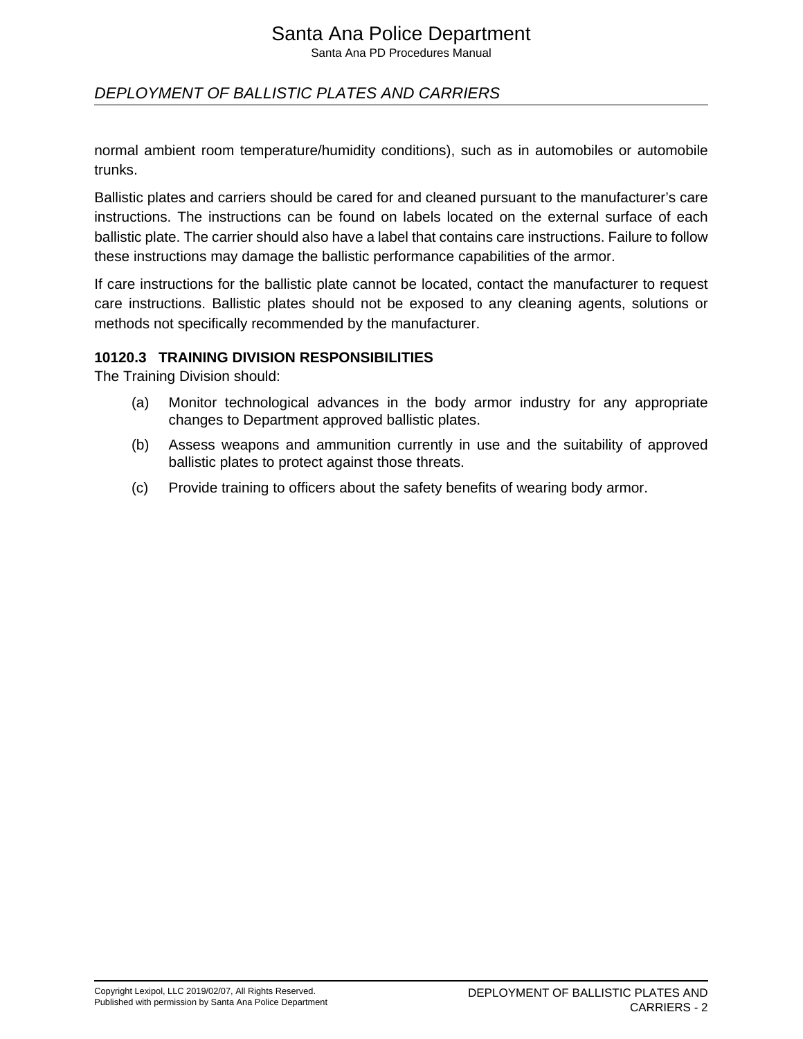normal ambient room temperature/humidity conditions), such as in automobiles or automobile trunks.

Ballistic plates and carriers should be cared for and cleaned pursuant to the manufacturer's care instructions. The instructions can be found on labels located on the external surface of each ballistic plate. The carrier should also have a label that contains care instructions. Failure to follow these instructions may damage the ballistic performance capabilities of the armor.

If care instructions for the ballistic plate cannot be located, contact the manufacturer to request care instructions. Ballistic plates should not be exposed to any cleaning agents, solutions or methods not specifically recommended by the manufacturer.

### 10120.3 TRAINING DIVISION RESPONSIBILITIES

The Training Division should:

(a) Monitor technological advances in the body armor industry for any appropriate changes to Department approved ballistic plates.

(b) Assess weapons and ammunition currently in use and the suitability of approved ballistic plates to protect against those threats.

(c) Provide training to officers about the safety benefits of wearing body armor.